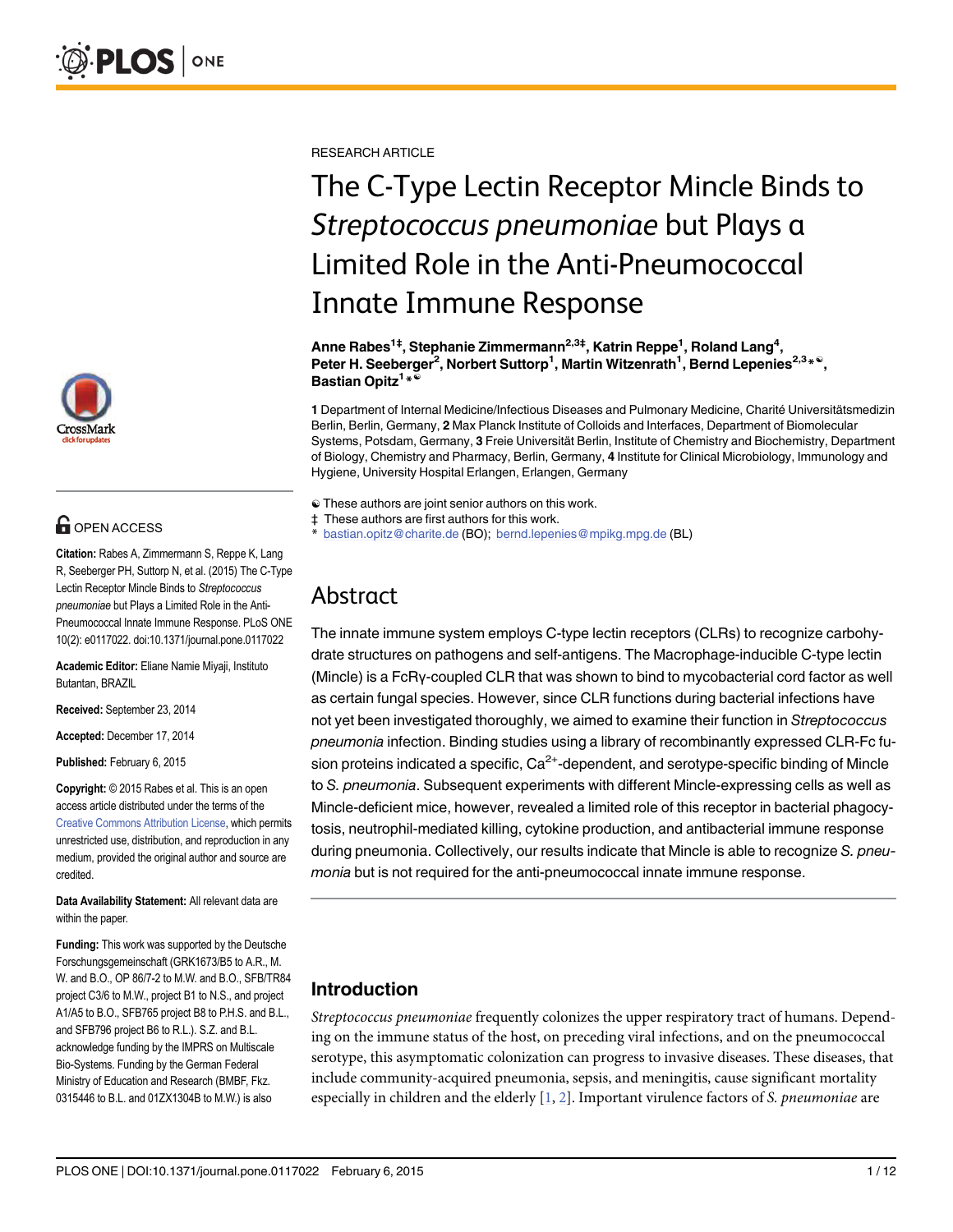RESEARCH ARTICLE

# The C-Type Lectin Receptor Mincle Binds to *Streptococcus pneumoniae* but Plays a Limited Role in the Anti-Pneumococcal Innate Immune Response

**Anne Rabes[1‡], Stephanie Zimmermann[2,3‡], Katrin Reppe[1], Roland Lang[4], Peter H. Seeberger[2], Norbert Suttorp[1], Martin Witzenrath[1], Bernd Lepenies[2,3*☯], Bastian Opitz[1*☯]**

**1** Department of Internal Medicine/Infectious Diseases and Pulmonary Medicine, Charité Universitätsmedizin Berlin, Berlin, Germany, **2** Max Planck Institute of Colloids and Interfaces, Department of Biomolecular Systems, Potsdam, Germany, **3** Freie Universität Berlin, Institute of Chemistry and Biochemistry, Department of Biology, Chemistry and Pharmacy, Berlin, Germany, **4** Institute for Clinical Microbiology, Immunology and Hygiene, University Hospital Erlangen, Erlangen, Germany

☯ These authors are joint senior authors on this work.

‡ These authors are first authors for this work.

\* bastian.opitz@charite.de (BO); bernd.lepenies@mpikg.mpg.de (BL)

OPEN ACCESS

**Citation:** Rabes A, Zimmermann S, Reppe K, Lang R, Seeberger PH, Suttorp N, et al. (2015) The C-Type Lectin Receptor Mincle Binds to *Streptococcus pneumoniae* but Plays a Limited Role in the Anti-Pneumococcal Innate Immune Response. PLoS ONE 10(2): e0117022. doi:10.1371/journal.pone.0117022

**Academic Editor:** Eliane Namie Miyaji, Instituto Butantan, BRAZIL

**Received:** September 23, 2014

**Accepted:** December 17, 2014

**Published:** February 6, 2015

**Copyright:** © 2015 Rabes et al. This is an open access article distributed under the terms of the Creative Commons Attribution License, which permits unrestricted use, distribution, and reproduction in any medium, provided the original author and source are credited.

**Data Availability Statement:** All relevant data are within the paper.

**Funding:** This work was supported by the Deutsche Forschungsgemeinschaft (GRK1673/B5 to A.R., M. W. and B.O., OP 86/7-2 to M.W. and B.O., SFB/TR84 project C3/6 to M.W., project B1 to N.S., and project A1/A5 to B.O., SFB765 project B8 to P.H.S. and B.L., and SFB796 project B6 to R.L.). S.Z. and B.L. acknowledge funding by the IMPRS on Multiscale Bio-Systems. Funding by the German Federal Ministry of Education and Research (BMBF, Fkz. 0315446 to B.L. and 01ZX1304B to M.W.) is also

## Abstract

The innate immune system employs C-type lectin receptors (CLRs) to recognize carbohydrate structures on pathogens and self-antigens. The Macrophage-inducible C-type lectin (Mincle) is a FcRγ-coupled CLR that was shown to bind to mycobacterial cord factor as well as certain fungal species. However, since CLR functions during bacterial infections have not yet been investigated thoroughly, we aimed to examine their function in *Streptococcus pneumonia* infection. Binding studies using a library of recombinantly expressed CLR-Fc fusion proteins indicated a specific, $Ca^{2+}$-dependent, and serotype-specific binding of Mincle to *S. pneumonia*. Subsequent experiments with different Mincle-expressing cells as well as Mincle-deficient mice, however, revealed a limited role of this receptor in bacterial phagocytosis, neutrophil-mediated killing, cytokine production, and antibacterial immune response during pneumonia. Collectively, our results indicate that Mincle is able to recognize *S. pneumonia* but is not required for the anti-pneumococcal innate immune response.

## Introduction

*Streptococcus pneumoniae* frequently colonizes the upper respiratory tract of humans. Depending on the immune status of the host, on preceding viral infections, and on the pneumococcal serotype, this asymptomatic colonization can progress to invasive diseases. These diseases, that include community-acquired pneumonia, sepsis, and meningitis, cause significant mortality especially in children and the elderly [1, 2]. Important virulence factors of *S. pneumoniae* are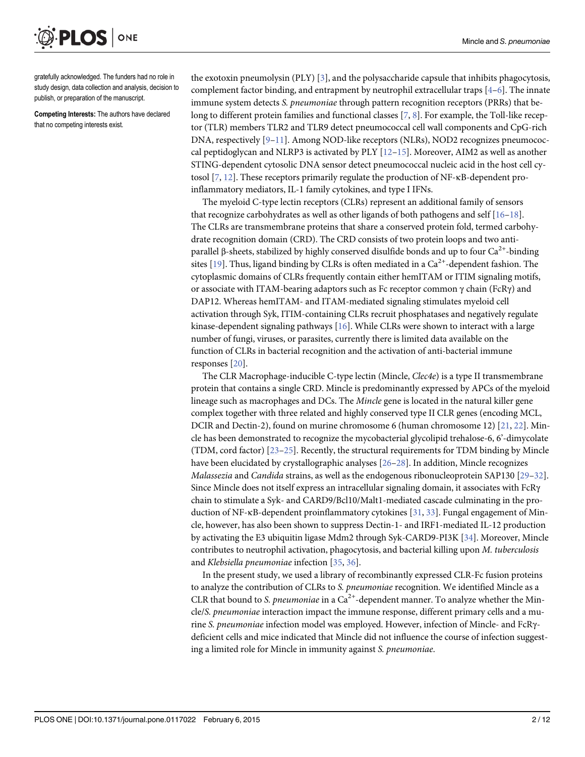gratefully acknowledged. The funders had no role in study design, data collection and analysis, decision to publish, or preparation of the manuscript.

**Competing Interests:** The authors have declared that no competing interests exist.

the exotoxin pneumolysin (PLY) [3], and the polysaccharide capsule that inhibits phagocytosis, complement factor binding, and entrapment by neutrophil extracellular traps [4–6]. The innate immune system detects *S. pneumoniae* through pattern recognition receptors (PRRs) that belong to different protein families and functional classes [7, 8]. For example, the Toll-like receptor (TLR) members TLR2 and TLR9 detect pneumococcal cell wall components and CpG-rich DNA, respectively [9–11]. Among NOD-like receptors (NLRs), NOD2 recognizes pneumococcal peptidoglycan and NLRP3 is activated by PLY [12–15]. Moreover, AIM2 as well as another STING-dependent cytosolic DNA sensor detect pneumococcal nucleic acid in the host cell cytosol [7, 12]. These receptors primarily regulate the production of NF-κB-dependent proinflammatory mediators, IL-1 family cytokines, and type I IFNs.

The myeloid C-type lectin receptors (CLRs) represent an additional family of sensors that recognize carbohydrates as well as other ligands of both pathogens and self [16–18]. The CLRs are transmembrane proteins that share a conserved protein fold, termed carbohydrate recognition domain (CRD). The CRD consists of two protein loops and two anti-parallel β-sheets, stabilized by highly conserved disulfide bonds and up to four $Ca^{2+}$-binding sites [19]. Thus, ligand binding by CLRs is often mediated in a $Ca^{2+}$-dependent fashion. The cytoplasmic domains of CLRs frequently contain either hemITAM or ITIM signaling motifs, or associate with ITAM-bearing adaptors such as Fc receptor common γ chain (FcRγ) and DAP12. Whereas hemITAM- and ITAM-mediated signaling stimulates myeloid cell activation through Syk, ITIM-containing CLRs recruit phosphatases and negatively regulate kinase-dependent signaling pathways [16]. While CLRs were shown to interact with a large number of fungi, viruses, or parasites, currently there is limited data available on the function of CLRs in bacterial recognition and the activation of anti-bacterial immune responses [20].

The CLR Macrophage-inducible C-type lectin (Mincle, *Clec4e*) is a type II transmembrane protein that contains a single CRD. Mincle is predominantly expressed by APCs of the myeloid lineage such as macrophages and DCs. The *Mincle* gene is located in the natural killer gene complex together with three related and highly conserved type II CLR genes (encoding MCL, DCIR and Dectin-2), found on murine chromosome 6 (human chromosome 12) [21, 22]. Mincle has been demonstrated to recognize the mycobacterial glycolipid trehalose-6, 6'-dimycolate (TDM, cord factor) [23–25]. Recently, the structural requirements for TDM binding by Mincle have been elucidated by crystallographic analyses [26–28]. In addition, Mincle recognizes *Malassezia* and *Candida* strains, as well as the endogenous ribonucleoprotein SAP130 [29–32]. Since Mincle does not itself express an intracellular signaling domain, it associates with FcRγ chain to stimulate a Syk- and CARD9/Bcl10/Malt1-mediated cascade culminating in the production of NF-κB-dependent proinflammatory cytokines [31, 33]. Fungal engagement of Mincle, however, has also been shown to suppress Dectin-1- and IRF1-mediated IL-12 production by activating the E3 ubiquitin ligase Mdm2 through Syk-CARD9-PI3K [34]. Moreover, Mincle contributes to neutrophil activation, phagocytosis, and bacterial killing upon *M. tuberculosis* and *Klebsiella pneumoniae* infection [35, 36].

In the present study, we used a library of recombinantly expressed CLR-Fc fusion proteins to analyze the contribution of CLRs to *S. pneumoniae* recognition. We identified Mincle as a CLR that bound to *S. pneumoniae* in a $Ca^{2+}$-dependent manner. To analyze whether the Mincle/*S. pneumoniae* interaction impact the immune response, different primary cells and a murine *S. pneumoniae* infection model was employed. However, infection of Mincle- and FcRγ-deficient cells and mice indicated that Mincle did not influence the course of infection suggesting a limited role for Mincle in immunity against *S. pneumoniae*.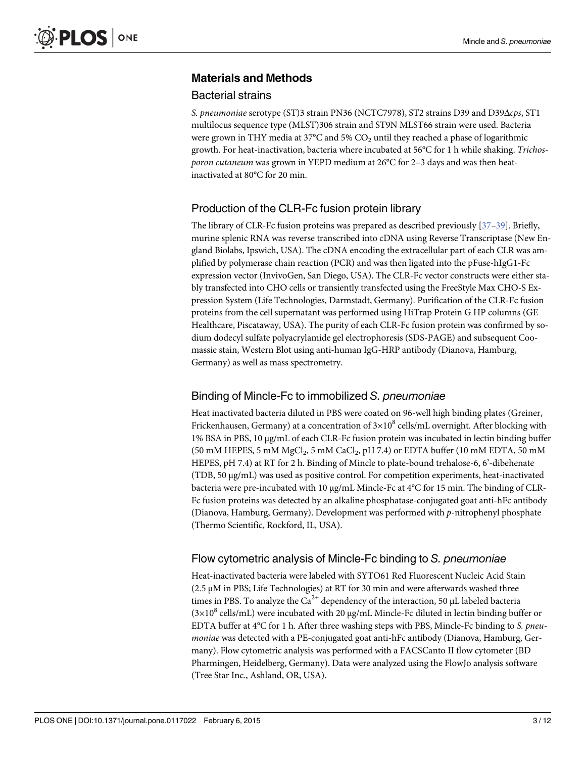## Materials and Methods

### Bacterial strains

*S. pneumoniae* serotype (ST)3 strain PN36 (NCTC7978), ST2 strains D39 and D39Δ*cps*, ST1 multilocus sequence type (MLST)306 strain and ST9N MLST66 strain were used. Bacteria were grown in THY media at 37°C and 5% $CO_2$ until they reached a phase of logarithmic growth. For heat-inactivation, bacteria where incubated at 56°C for 1 h while shaking. *Trichosporon cutaneum* was grown in YEPD medium at 26°C for 2–3 days and was then heat-inactivated at 80°C for 20 min.

### Production of the CLR-Fc fusion protein library

The library of CLR-Fc fusion proteins was prepared as described previously [37–39]. Briefly, murine splenic RNA was reverse transcribed into cDNA using Reverse Transcriptase (New England Biolabs, Ipswich, USA). The cDNA encoding the extracellular part of each CLR was amplified by polymerase chain reaction (PCR) and was then ligated into the pFuse-hIgG1-Fc expression vector (InvivoGen, San Diego, USA). The CLR-Fc vector constructs were either stably transfected into CHO cells or transiently transfected using the FreeStyle Max CHO-S Expression System (Life Technologies, Darmstadt, Germany). Purification of the CLR-Fc fusion proteins from the cell supernatant was performed using HiTrap Protein G HP columns (GE Healthcare, Piscataway, USA). The purity of each CLR-Fc fusion protein was confirmed by sodium dodecyl sulfate polyacrylamide gel electrophoresis (SDS-PAGE) and subsequent Coomassie stain, Western Blot using anti-human IgG-HRP antibody (Dianova, Hamburg, Germany) as well as mass spectrometry.

### Binding of Mincle-Fc to immobilized *S. pneumoniae*

Heat inactivated bacteria diluted in PBS were coated on 96-well high binding plates (Greiner, Frickenhausen, Germany) at a concentration of $3\times10^8$ cells/mL overnight. After blocking with 1% BSA in PBS, 10 μg/mL of each CLR-Fc fusion protein was incubated in lectin binding buffer (50 mM HEPES, 5 mM $MgCl_2$, 5 mM $CaCl_2$, pH 7.4) or EDTA buffer (10 mM EDTA, 50 mM HEPES, pH 7.4) at RT for 2 h. Binding of Mincle to plate-bound trehalose-6, 6'-dibehenate (TDB, 50 μg/mL) was used as positive control. For competition experiments, heat-inactivated bacteria were pre-incubated with 10 μg/mL Mincle-Fc at 4°C for 15 min. The binding of CLR-Fc fusion proteins was detected by an alkaline phosphatase-conjugated goat anti-hFc antibody (Dianova, Hamburg, Germany). Development was performed with *p*-nitrophenyl phosphate (Thermo Scientific, Rockford, IL, USA).

### Flow cytometric analysis of Mincle-Fc binding to *S. pneumoniae*

Heat-inactivated bacteria were labeled with SYTO61 Red Fluorescent Nucleic Acid Stain (2.5 μM in PBS; Life Technologies) at RT for 30 min and were afterwards washed three times in PBS. To analyze the $Ca^{2+}$ dependency of the interaction, 50 μL labeled bacteria ($3\times10^8$ cells/mL) were incubated with 20 μg/mL Mincle-Fc diluted in lectin binding buffer or EDTA buffer at 4°C for 1 h. After three washing steps with PBS, Mincle-Fc binding to *S. pneumoniae* was detected with a PE-conjugated goat anti-hFc antibody (Dianova, Hamburg, Germany). Flow cytometric analysis was performed with a FACSCanto II flow cytometer (BD Pharmingen, Heidelberg, Germany). Data were analyzed using the FlowJo analysis software (Tree Star Inc., Ashland, OR, USA).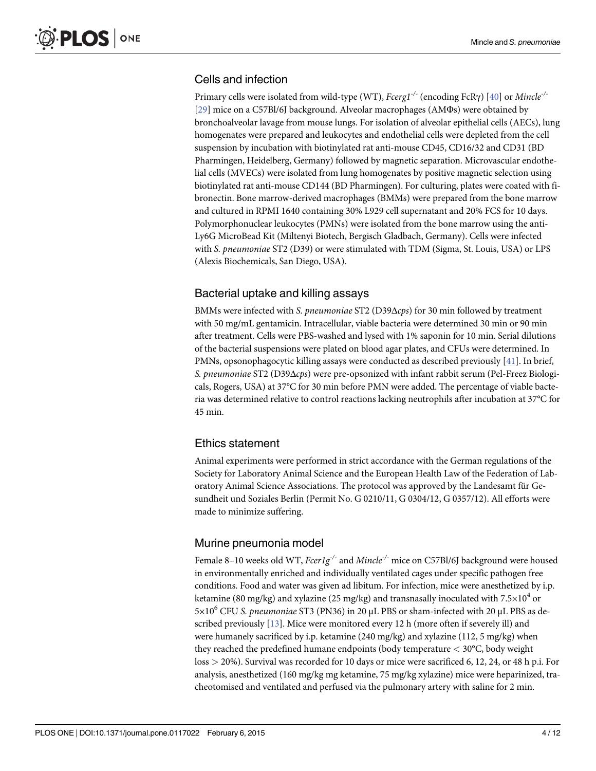## Cells and infection

Primary cells were isolated from wild-type (WT), *Fcerg1*$^{-/-}$ (encoding FcRγ) [40] or *Mincle*$^{-/-}$ [29] mice on a C57Bl/6J background. Alveolar macrophages (AMΦs) were obtained by bronchoalveolar lavage from mouse lungs. For isolation of alveolar epithelial cells (AECs), lung homogenates were prepared and leukocytes and endothelial cells were depleted from the cell suspension by incubation with biotinylated rat anti-mouse CD45, CD16/32 and CD31 (BD Pharmingen, Heidelberg, Germany) followed by magnetic separation. Microvascular endothelial cells (MVECs) were isolated from lung homogenates by positive magnetic selection using biotinylated rat anti-mouse CD144 (BD Pharmingen). For culturing, plates were coated with fibronectin. Bone marrow-derived macrophages (BMMs) were prepared from the bone marrow and cultured in RPMI 1640 containing 30% L929 cell supernatant and 20% FCS for 10 days. Polymorphonuclear leukocytes (PMNs) were isolated from the bone marrow using the anti-Ly6G MicroBead Kit (Miltenyi Biotech, Bergisch Gladbach, Germany). Cells were infected with *S. pneumoniae* ST2 (D39) or were stimulated with TDM (Sigma, St. Louis, USA) or LPS (Alexis Biochemicals, San Diego, USA).

## Bacterial uptake and killing assays

BMMs were infected with *S. pneumoniae* ST2 (D39Δ*cps*) for 30 min followed by treatment with 50 mg/mL gentamicin. Intracellular, viable bacteria were determined 30 min or 90 min after treatment. Cells were PBS-washed and lysed with 1% saponin for 10 min. Serial dilutions of the bacterial suspensions were plated on blood agar plates, and CFUs were determined. In PMNs, opsonophagocytic killing assays were conducted as described previously [41]. In brief, *S. pneumoniae* ST2 (D39Δ*cps*) were pre-opsonized with infant rabbit serum (Pel-Freez Biologicals, Rogers, USA) at 37°C for 30 min before PMN were added. The percentage of viable bacteria was determined relative to control reactions lacking neutrophils after incubation at 37°C for 45 min.

## Ethics statement

Animal experiments were performed in strict accordance with the German regulations of the Society for Laboratory Animal Science and the European Health Law of the Federation of Laboratory Animal Science Associations. The protocol was approved by the Landesamt für Gesundheit und Soziales Berlin (Permit No. G 0210/11, G 0304/12, G 0357/12). All efforts were made to minimize suffering.

## Murine pneumonia model

Female 8–10 weeks old WT, *Fcer1g*$^{-/-}$ and *Mincle*$^{-/-}$ mice on C57Bl/6J background were housed in environmentally enriched and individually ventilated cages under specific pathogen free conditions. Food and water was given ad libitum. For infection, mice were anesthetized by i.p. ketamine (80 mg/kg) and xylazine (25 mg/kg) and transnasally inoculated with $7.5 \times 10^4$ or $5 \times 10^6$ CFU *S. pneumoniae* ST3 (PN36) in 20 μL PBS or sham-infected with 20 μL PBS as described previously [13]. Mice were monitored every 12 h (more often if severely ill) and were humanely sacrificed by i.p. ketamine (240 mg/kg) and xylazine (112, 5 mg/kg) when they reached the predefined humane endpoints (body temperature $< 30$°C, body weight loss $> 20$%). Survival was recorded for 10 days or mice were sacrificed 6, 12, 24, or 48 h p.i. For analysis, anesthetized (160 mg/kg mg ketamine, 75 mg/kg xylazine) mice were heparinized, tracheotomised and ventilated and perfused via the pulmonary artery with saline for 2 min.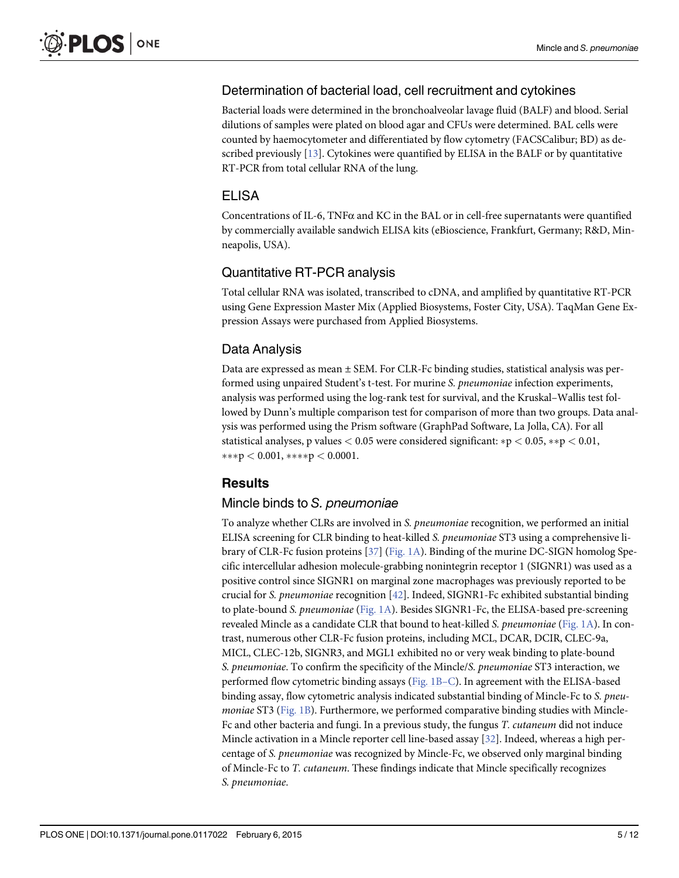### Determination of bacterial load, cell recruitment and cytokines

Bacterial loads were determined in the bronchoalveolar lavage fluid (BALF) and blood. Serial dilutions of samples were plated on blood agar and CFUs were determined. BAL cells were counted by haemocytometer and differentiated by flow cytometry (FACSCalibur; BD) as described previously [13]. Cytokines were quantified by ELISA in the BALF or by quantitative RT-PCR from total cellular RNA of the lung.

### ELISA

Concentrations of IL-6, TNFα and KC in the BAL or in cell-free supernatants were quantified by commercially available sandwich ELISA kits (eBioscience, Frankfurt, Germany; R&D, Minneapolis, USA).

### Quantitative RT-PCR analysis

Total cellular RNA was isolated, transcribed to cDNA, and amplified by quantitative RT-PCR using Gene Expression Master Mix (Applied Biosystems, Foster City, USA). TaqMan Gene Expression Assays were purchased from Applied Biosystems.

### Data Analysis

Data are expressed as mean ± SEM. For CLR-Fc binding studies, statistical analysis was performed using unpaired Student's t-test. For murine *S. pneumoniae* infection experiments, analysis was performed using the log-rank test for survival, and the Kruskal–Wallis test followed by Dunn's multiple comparison test for comparison of more than two groups. Data analysis was performed using the Prism software (GraphPad Software, La Jolla, CA). For all statistical analyses, p values $< 0.05$ were considered significant: $*p < 0.05$, $**p < 0.01$, $***p < 0.001$, $****p < 0.0001$.

## Results

### Mincle binds to *S. pneumoniae*

To analyze whether CLRs are involved in *S. pneumoniae* recognition, we performed an initial ELISA screening for CLR binding to heat-killed *S. pneumoniae* ST3 using a comprehensive library of CLR-Fc fusion proteins [37] (Fig. 1A). Binding of the murine DC-SIGN homolog Specific intercellular adhesion molecule-grabbing nonintegrin receptor 1 (SIGNR1) was used as a positive control since SIGNR1 on marginal zone macrophages was previously reported to be crucial for *S. pneumoniae* recognition [42]. Indeed, SIGNR1-Fc exhibited substantial binding to plate-bound *S. pneumoniae* (Fig. 1A). Besides SIGNR1-Fc, the ELISA-based pre-screening revealed Mincle as a candidate CLR that bound to heat-killed *S. pneumoniae* (Fig. 1A). In contrast, numerous other CLR-Fc fusion proteins, including MCL, DCAR, DCIR, CLEC-9a, MICL, CLEC-12b, SIGNR3, and MGL1 exhibited no or very weak binding to plate-bound *S. pneumoniae*. To confirm the specificity of the Mincle/*S. pneumoniae* ST3 interaction, we performed flow cytometric binding assays (Fig. 1B–C). In agreement with the ELISA-based binding assay, flow cytometric analysis indicated substantial binding of Mincle-Fc to *S. pneumoniae* ST3 (Fig. 1B). Furthermore, we performed comparative binding studies with Mincle-Fc and other bacteria and fungi. In a previous study, the fungus *T. cutaneum* did not induce Mincle activation in a Mincle reporter cell line-based assay [32]. Indeed, whereas a high percentage of *S. pneumoniae* was recognized by Mincle-Fc, we observed only marginal binding of Mincle-Fc to *T. cutaneum*. These findings indicate that Mincle specifically recognizes *S. pneumoniae*.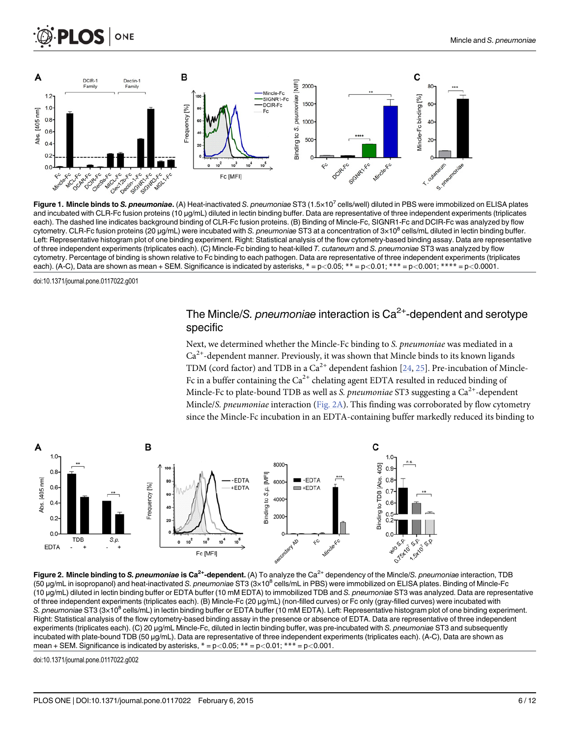**Figure 1. Mincle binds to *S. pneumoniae*.** (A) Heat-inactivated *S. pneumoniae* ST3 ($1.5 \times 10^7$ cells/well) diluted in PBS were immobilized on ELISA plates and incubated with CLR-Fc fusion proteins (10 µg/mL) diluted in lectin binding buffer. Data are representative of three independent experiments (triplicates each). The dashed line indicates background binding of CLR-Fc fusion proteins. (B) Binding of Mincle-Fc, SIGNR1-Fc and DCIR-Fc was analyzed by flow cytometry. CLR-Fc fusion proteins (20 µg/mL) were incubated with *S. pneumoniae* ST3 at a concentration of $3 \times 10^8$ cells/mL diluted in lectin binding buffer. Left: Representative histogram plot of one binding experiment. Right: Statistical analysis of the flow cytometry-based binding assay. Data are representative of three independent experiments (triplicates each). (C) Mincle-Fc binding to heat-killed *T. cutaneum* and *S. pneumoniae* ST3 was analyzed by flow cytometry. Percentage of binding is shown relative to Fc binding to each pathogen. Data are representative of three independent experiments (triplicates each). (A-C), Data are shown as mean + SEM. Significance is indicated by asterisks, * = $p<0.05$; ** = $p<0.01$; *** = $p<0.001$; **** = $p<0.0001$.

doi:10.1371/journal.pone.0117022.g001

## The Mincle/*S. pneumoniae* interaction is $Ca^{2+}$-dependent and serotype specific

Next, we determined whether the Mincle-Fc binding to *S. pneumoniae* was mediated in a $Ca^{2+}$-dependent manner. Previously, it was shown that Mincle binds to its known ligands TDM (cord factor) and TDB in a $Ca^{2+}$ dependent fashion [24, 25]. Pre-incubation of Mincle-Fc in a buffer containing the $Ca^{2+}$ chelating agent EDTA resulted in reduced binding of Mincle-Fc to plate-bound TDB as well as *S. pneumoniae* ST3 suggesting a $Ca^{2+}$-dependent Mincle/*S. pneumoniae* interaction (Fig. 2A). This finding was corroborated by flow cytometry since the Mincle-Fc incubation in an EDTA-containing buffer markedly reduced its binding to

**Figure 2. Mincle binding to *S. pneumoniae* is $Ca^{2+}$-dependent.** (A) To analyze the $Ca^{2+}$ dependency of the Mincle/*S. pneumoniae* interaction, TDB (50 µg/mL in isopropanol) and heat-inactivated *S. pneumoniae* ST3 ($3 \times 10^8$ cells/mL in PBS) were immobilized on ELISA plates. Binding of Mincle-Fc (10 µg/mL) diluted in lectin binding buffer or EDTA buffer (10 mM EDTA) to immobilized TDB and *S. pneumoniae* ST3 was analyzed. Data are representative of three independent experiments (triplicates each). (B) Mincle-Fc (20 µg/mL) (non-filled curves) or Fc only (gray-filled curves) were incubated with *S. pneumoniae* ST3 ($3 \times 10^8$ cells/mL) in lectin binding buffer or EDTA buffer (10 mM EDTA). Left: Representative histogram plot of one binding experiment. Right: Statistical analysis of the flow cytometry-based binding assay in the presence or absence of EDTA. Data are representative of three independent experiments (triplicates each). (C) 20 µg/mL Mincle-Fc, diluted in lectin binding buffer, was pre-incubated with *S. pneumoniae* ST3 and subsequently incubated with plate-bound TDB (50 µg/mL). Data are representative of three independent experiments (triplicates each). (A-C), Data are shown as mean + SEM. Significance is indicated by asterisks, * = $p<0.05$; ** = $p<0.01$; *** = $p<0.001$.

doi:10.1371/journal.pone.0117022.g002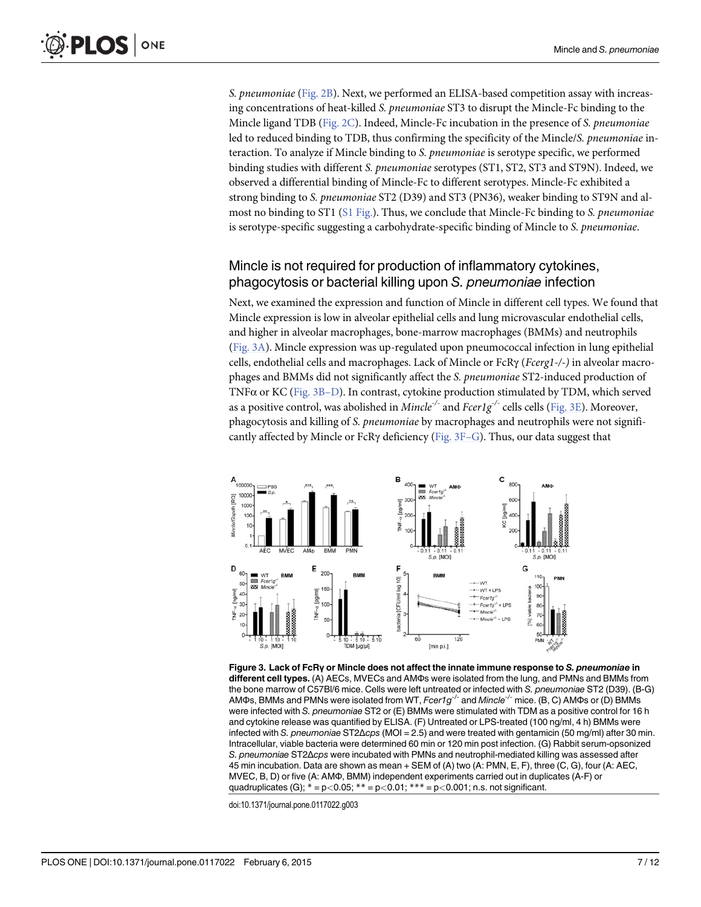*S. pneumoniae* (Fig. 2B). Next, we performed an ELISA-based competition assay with increasing concentrations of heat-killed *S. pneumoniae* ST3 to disrupt the Mincle-Fc binding to the Mincle ligand TDB (Fig. 2C). Indeed, Mincle-Fc incubation in the presence of *S. pneumoniae* led to reduced binding to TDB, thus confirming the specificity of the Mincle/*S. pneumoniae* interaction. To analyze if Mincle binding to *S. pneumoniae* is serotype specific, we performed binding studies with different *S. pneumoniae* serotypes (ST1, ST2, ST3 and ST9N). Indeed, we observed a differential binding of Mincle-Fc to different serotypes. Mincle-Fc exhibited a strong binding to *S. pneumoniae* ST2 (D39) and ST3 (PN36), weaker binding to ST9N and almost no binding to ST1 (S1 Fig.). Thus, we conclude that Mincle-Fc binding to *S. pneumoniae* is serotype-specific suggesting a carbohydrate-specific binding of Mincle to *S. pneumoniae*.

## Mincle is not required for production of inflammatory cytokines, phagocytosis or bacterial killing upon *S. pneumoniae* infection

Next, we examined the expression and function of Mincle in different cell types. We found that Mincle expression is low in alveolar epithelial cells and lung microvascular endothelial cells, and higher in alveolar macrophages, bone-marrow macrophages (BMMs) and neutrophils (Fig. 3A). Mincle expression was up-regulated upon pneumococcal infection in lung epithelial cells, endothelial cells and macrophages. Lack of Mincle or FcRγ (*Fcerg1-/-)* in alveolar macrophages and BMMs did not significantly affect the *S. pneumoniae* ST2-induced production of TNFα or KC (Fig. 3B–D). In contrast, cytokine production stimulated by TDM, which served as a positive control, was abolished in *Mincle*$^{-/-}$ and *Fcer1g*$^{-/-}$ cells cells (Fig. 3E). Moreover, phagocytosis and killing of *S. pneumoniae* by macrophages and neutrophils were not significantly affected by Mincle or FcRγ deficiency (Fig. 3F–G). Thus, our data suggest that

**Figure 3. Lack of FcRγ or Mincle does not affect the innate immune response to *S. pneumoniae* in different cell types.** (A) AECs, MVECs and AMΦs were isolated from the lung, and PMNs and BMMs from the bone marrow of C57Bl/6 mice. Cells were left untreated or infected with *S. pneumoniae* ST2 (D39). (B-G) AMΦs, BMMs and PMNs were isolated from WT, *Fcer1g*$^{-/-}$ and *Mincle*$^{-/-}$ mice. (B, C) AMΦs or (D) BMMs were infected with *S. pneumoniae* ST2 or (E) BMMs were stimulated with TDM as a positive control for 16 h and cytokine release was quantified by ELISA. (F) Untreated or LPS-treated (100 ng/ml, 4 h) BMMs were infected with *S. pneumoniae* ST2Δ*cps* (MOI = 2.5) and were treated with gentamicin (50 mg/ml) after 30 min. Intracellular, viable bacteria were determined 60 min or 120 min post infection. (G) Rabbit serum-opsonized *S. pneumoniae* ST2Δ*cps* were incubated with PMNs and neutrophil-mediated killing was assessed after 45 min incubation. Data are shown as mean + SEM of (A) two (A: PMN, E, F), three (C, G), four (A: AEC, MVEC, B, D) or five (A: AMΦ, BMM) independent experiments carried out in duplicates (A-F) or quadruplicates (G); * = p<0.05; ** = p<0.01; *** = p<0.001; n.s. not significant.

doi:10.1371/journal.pone.0117022.g003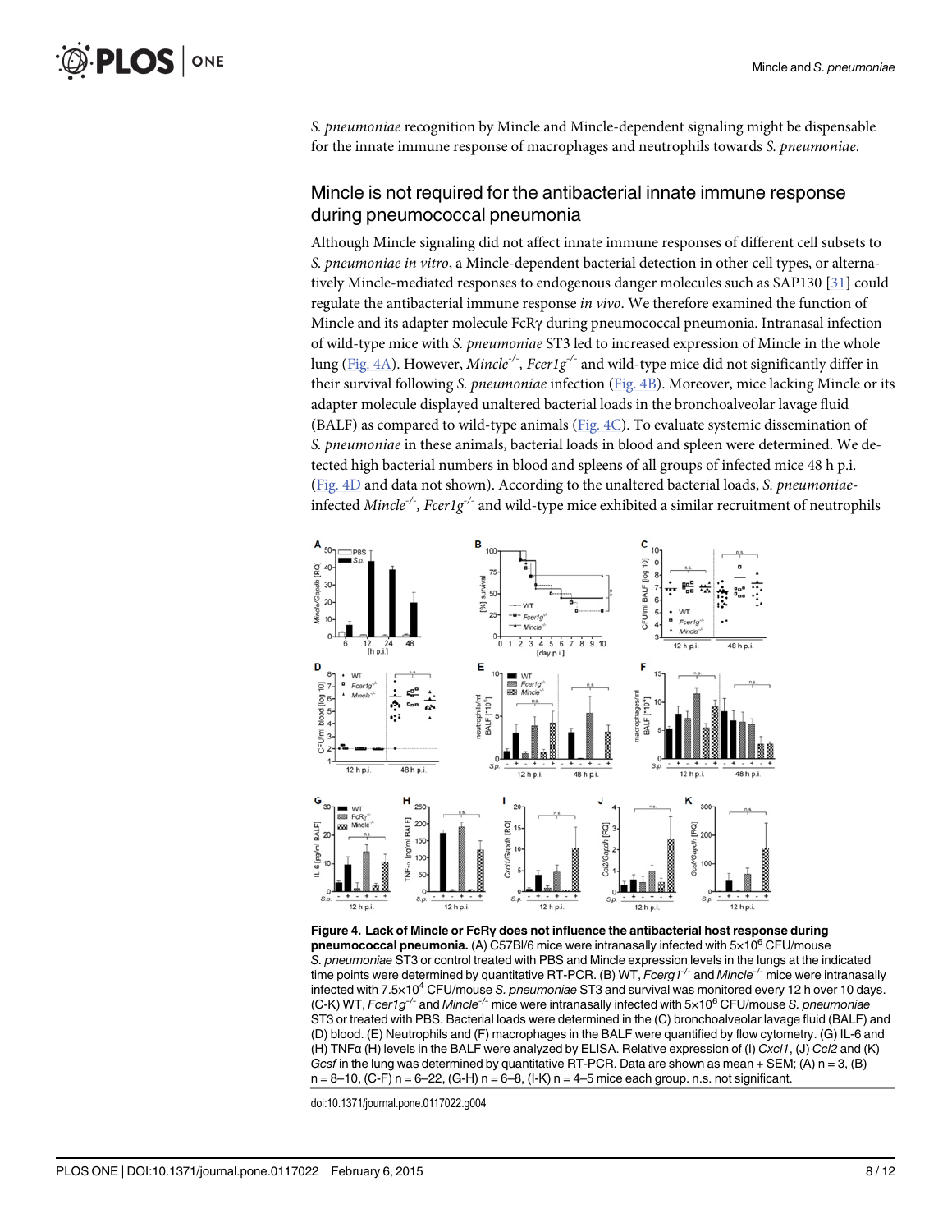*S. pneumoniae* recognition by Mincle and Mincle-dependent signaling might be dispensable for the innate immune response of macrophages and neutrophils towards *S. pneumoniae*.

## Mincle is not required for the antibacterial innate immune response during pneumococcal pneumonia

Although Mincle signaling did not affect innate immune responses of different cell subsets to *S. pneumoniae in vitro*, a Mincle-dependent bacterial detection in other cell types, or alternatively Mincle-mediated responses to endogenous danger molecules such as SAP130 [31] could regulate the antibacterial immune response *in vivo*. We therefore examined the function of Mincle and its adapter molecule FcRγ during pneumococcal pneumonia. Intranasal infection of wild-type mice with *S. pneumoniae* ST3 led to increased expression of Mincle in the whole lung (Fig. 4A). However, *Mincle*$^{-/-}$, *Fcer1g*$^{-/-}$ and wild-type mice did not significantly differ in their survival following *S. pneumoniae* infection (Fig. 4B). Moreover, mice lacking Mincle or its adapter molecule displayed unaltered bacterial loads in the bronchoalveolar lavage fluid (BALF) as compared to wild-type animals (Fig. 4C). To evaluate systemic dissemination of *S. pneumoniae* in these animals, bacterial loads in blood and spleen were determined. We detected high bacterial numbers in blood and spleens of all groups of infected mice 48 h p.i. (Fig. 4D and data not shown). According to the unaltered bacterial loads, *S. pneumoniae*-infected *Mincle*$^{-/-}$, *Fcer1g*$^{-/-}$ and wild-type mice exhibited a similar recruitment of neutrophils

**Figure 4. Lack of Mincle or FcRγ does not influence the antibacterial host response during pneumococcal pneumonia.** (A) C57Bl/6 mice were intranasally infected with $5 \times 10^6$ CFU/mouse *S. pneumoniae* ST3 or control treated with PBS and Mincle expression levels in the lungs at the indicated time points were determined by quantitative RT-PCR. (B) WT, *Fcerg1*$^{-/-}$ and *Mincle*$^{-/-}$ mice were intranasally infected with $7.5 \times 10^4$ CFU/mouse *S. pneumoniae* ST3 and survival was monitored every 12 h over 10 days. (C-K) WT, *Fcer1g*$^{-/-}$ and *Mincle*$^{-/-}$ mice were intranasally infected with $5 \times 10^6$ CFU/mouse *S. pneumoniae* ST3 or treated with PBS. Bacterial loads were determined in the (C) bronchoalveolar lavage fluid (BALF) and (D) blood. (E) Neutrophils and (F) macrophages in the BALF were quantified by flow cytometry. (G) IL-6 and (H) TNFα (H) levels in the BALF were analyzed by ELISA. Relative expression of (I) *Cxcl1*, (J) *Ccl2* and (K) *Gcsf* in the lung was determined by quantitative RT-PCR. Data are shown as mean + SEM; (A) n = 3, (B) n = 8–10, (C-F) n = 6–22, (G-H) n = 6–8, (I-K) n = 4–5 mice each group. n.s. not significant.

doi:10.1371/journal.pone.0117022.g004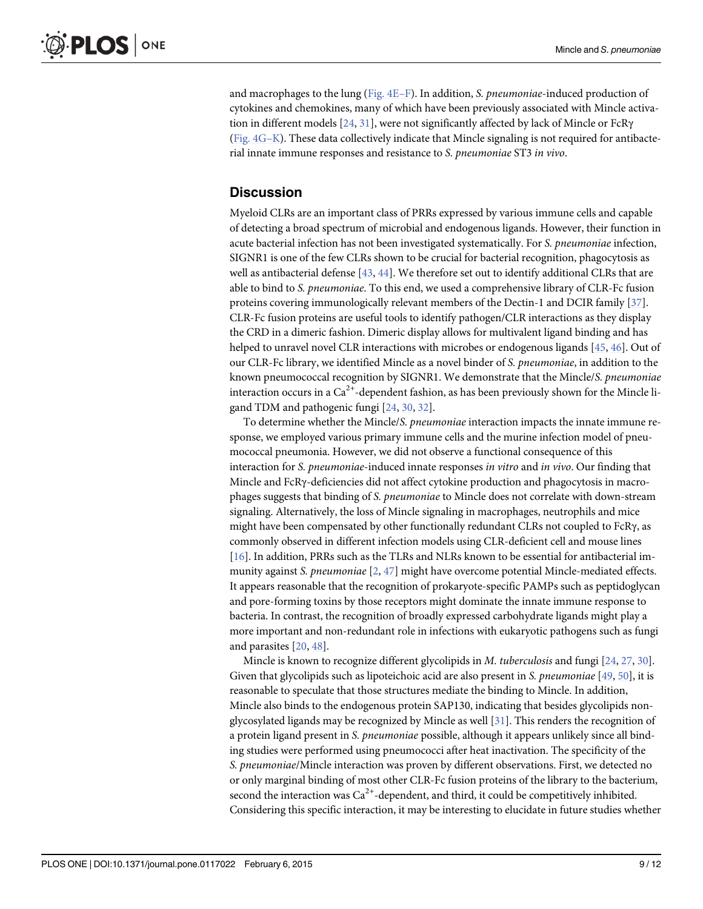and macrophages to the lung (Fig. 4E–F). In addition, *S. pneumoniae*-induced production of cytokines and chemokines, many of which have been previously associated with Mincle activation in different models [24, 31], were not significantly affected by lack of Mincle or FcRγ (Fig. 4G–K). These data collectively indicate that Mincle signaling is not required for antibacterial innate immune responses and resistance to *S. pneumoniae* ST3 *in vivo*.

## Discussion

Myeloid CLRs are an important class of PRRs expressed by various immune cells and capable of detecting a broad spectrum of microbial and endogenous ligands. However, their function in acute bacterial infection has not been investigated systematically. For *S. pneumoniae* infection, SIGNR1 is one of the few CLRs shown to be crucial for bacterial recognition, phagocytosis as well as antibacterial defense [43, 44]. We therefore set out to identify additional CLRs that are able to bind to *S. pneumoniae*. To this end, we used a comprehensive library of CLR-Fc fusion proteins covering immunologically relevant members of the Dectin-1 and DCIR family [37]. CLR-Fc fusion proteins are useful tools to identify pathogen/CLR interactions as they display the CRD in a dimeric fashion. Dimeric display allows for multivalent ligand binding and has helped to unravel novel CLR interactions with microbes or endogenous ligands [45, 46]. Out of our CLR-Fc library, we identified Mincle as a novel binder of *S. pneumoniae*, in addition to the known pneumococcal recognition by SIGNR1. We demonstrate that the Mincle/*S. pneumoniae* interaction occurs in a $Ca^{2+}$-dependent fashion, as has been previously shown for the Mincle ligand TDM and pathogenic fungi [24, 30, 32].

To determine whether the Mincle/*S. pneumoniae* interaction impacts the innate immune response, we employed various primary immune cells and the murine infection model of pneumococcal pneumonia. However, we did not observe a functional consequence of this interaction for *S. pneumoniae*-induced innate responses *in vitro* and *in vivo*. Our finding that Mincle and FcRγ-deficiencies did not affect cytokine production and phagocytosis in macrophages suggests that binding of *S. pneumoniae* to Mincle does not correlate with down-stream signaling. Alternatively, the loss of Mincle signaling in macrophages, neutrophils and mice might have been compensated by other functionally redundant CLRs not coupled to FcRγ, as commonly observed in different infection models using CLR-deficient cell and mouse lines [16]. In addition, PRRs such as the TLRs and NLRs known to be essential for antibacterial immunity against *S. pneumoniae* [2, 47] might have overcome potential Mincle-mediated effects. It appears reasonable that the recognition of prokaryote-specific PAMPs such as peptidoglycan and pore-forming toxins by those receptors might dominate the innate immune response to bacteria. In contrast, the recognition of broadly expressed carbohydrate ligands might play a more important and non-redundant role in infections with eukaryotic pathogens such as fungi and parasites [20, 48].

Mincle is known to recognize different glycolipids in *M. tuberculosis* and fungi [24, 27, 30]. Given that glycolipids such as lipoteichoic acid are also present in *S. pneumoniae* [49, 50], it is reasonable to speculate that those structures mediate the binding to Mincle. In addition, Mincle also binds to the endogenous protein SAP130, indicating that besides glycolipids non-glycosylated ligands may be recognized by Mincle as well [31]. This renders the recognition of a protein ligand present in *S. pneumoniae* possible, although it appears unlikely since all binding studies were performed using pneumococci after heat inactivation. The specificity of the *S. pneumoniae*/Mincle interaction was proven by different observations. First, we detected no or only marginal binding of most other CLR-Fc fusion proteins of the library to the bacterium, second the interaction was $Ca^{2+}$-dependent, and third, it could be competitively inhibited. Considering this specific interaction, it may be interesting to elucidate in future studies whether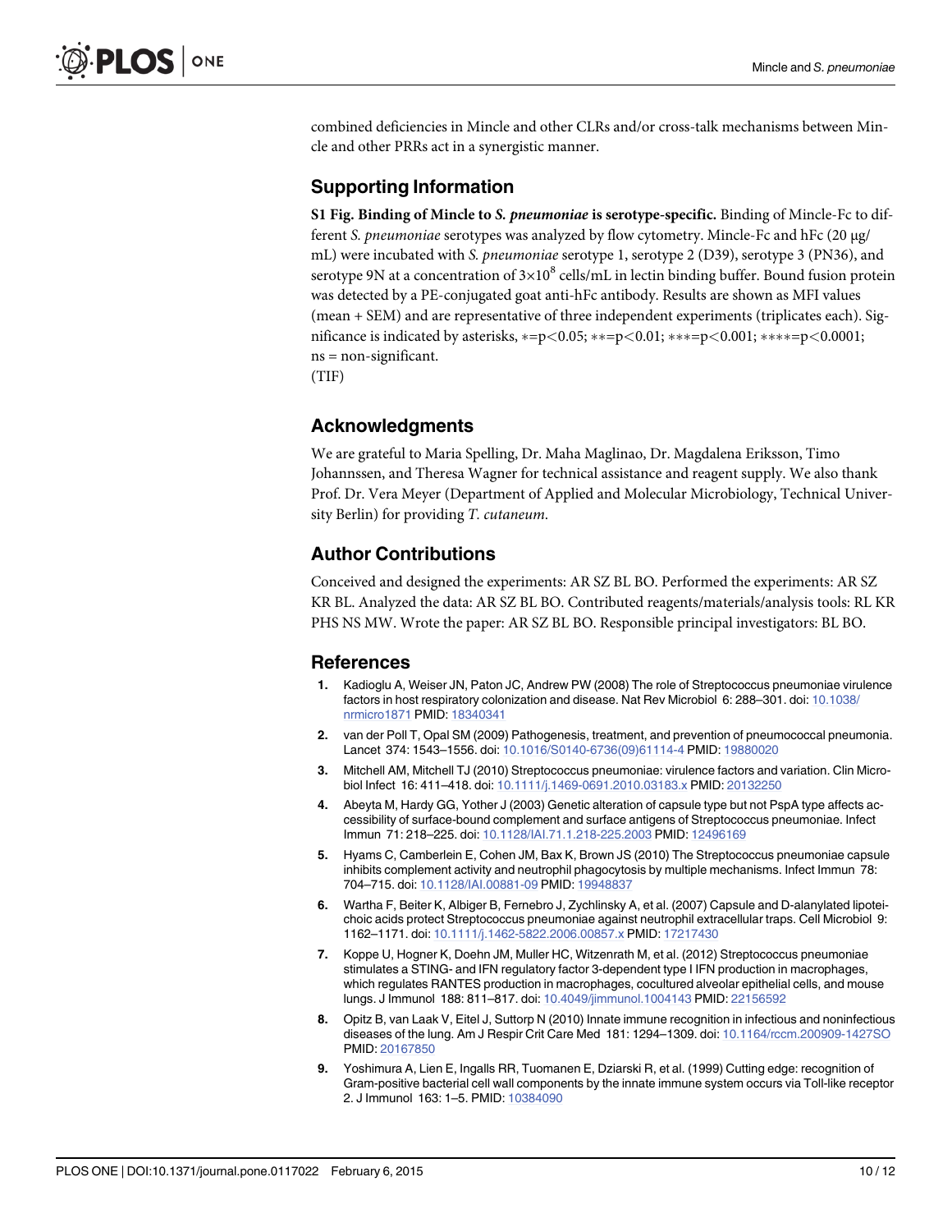combined deficiencies in Mincle and other CLRs and/or cross-talk mechanisms between Mincle and other PRRs act in a synergistic manner.

## Supporting Information

**S1 Fig. Binding of Mincle to *S. pneumoniae* is serotype-specific.** Binding of Mincle-Fc to different *S. pneumoniae* serotypes was analyzed by flow cytometry. Mincle-Fc and hFc (20 μg/mL) were incubated with *S. pneumoniae* serotype 1, serotype 2 (D39), serotype 3 (PN36), and serotype 9N at a concentration of $3 \times 10^8$ cells/mL in lectin binding buffer. Bound fusion protein was detected by a PE-conjugated goat anti-hFc antibody. Results are shown as MFI values (mean + SEM) and are representative of three independent experiments (triplicates each). Significance is indicated by asterisks, ∗=$p<0.05$; ∗∗=$p<0.01$; ∗∗∗=$p<0.001$; ∗∗∗∗=$p<0.0001$; ns = non-significant.
(TIF)

## Acknowledgments

We are grateful to Maria Spelling, Dr. Maha Maglinao, Dr. Magdalena Eriksson, Timo Johannssen, and Theresa Wagner for technical assistance and reagent supply. We also thank Prof. Dr. Vera Meyer (Department of Applied and Molecular Microbiology, Technical University Berlin) for providing *T. cutaneum*.

## Author Contributions

Conceived and designed the experiments: AR SZ BL BO. Performed the experiments: AR SZ KR BL. Analyzed the data: AR SZ BL BO. Contributed reagents/materials/analysis tools: RL KR PHS NS MW. Wrote the paper: AR SZ BL BO. Responsible principal investigators: BL BO.

## References

1. Kadioglu A, Weiser JN, Paton JC, Andrew PW (2008) The role of Streptococcus pneumoniae virulence factors in host respiratory colonization and disease. Nat Rev Microbiol 6: 288–301. doi: 10.1038/nrmicro1871 PMID: 18340341
2. van der Poll T, Opal SM (2009) Pathogenesis, treatment, and prevention of pneumococcal pneumonia. Lancet 374: 1543–1556. doi: 10.1016/S0140-6736(09)61114-4 PMID: 19880020
3. Mitchell AM, Mitchell TJ (2010) Streptococcus pneumoniae: virulence factors and variation. Clin Microbiol Infect 16: 411–418. doi: 10.1111/j.1469-0691.2010.03183.x PMID: 20132250
4. Abeyta M, Hardy GG, Yother J (2003) Genetic alteration of capsule type but not PspA type affects accessibility of surface-bound complement and surface antigens of Streptococcus pneumoniae. Infect Immun 71: 218–225. doi: 10.1128/IAI.71.1.218-225.2003 PMID: 12496169
5. Hyams C, Camberlein E, Cohen JM, Bax K, Brown JS (2010) The Streptococcus pneumoniae capsule inhibits complement activity and neutrophil phagocytosis by multiple mechanisms. Infect Immun 78: 704–715. doi: 10.1128/IAI.00881-09 PMID: 19948837
6. Wartha F, Beiter K, Albiger B, Fernebro J, Zychlinsky A, et al. (2007) Capsule and D-alanylated lipoteichoic acids protect Streptococcus pneumoniae against neutrophil extracellular traps. Cell Microbiol 9: 1162–1171. doi: 10.1111/j.1462-5822.2006.00857.x PMID: 17217430
7. Koppe U, Hogner K, Doehn JM, Muller HC, Witzenrath M, et al. (2012) Streptococcus pneumoniae stimulates a STING- and IFN regulatory factor 3-dependent type I IFN production in macrophages, which regulates RANTES production in macrophages, cocultured alveolar epithelial cells, and mouse lungs. J Immunol 188: 811–817. doi: 10.4049/jimmunol.1004143 PMID: 22156592
8. Opitz B, van Laak V, Eitel J, Suttorp N (2010) Innate immune recognition in infectious and noninfectious diseases of the lung. Am J Respir Crit Care Med 181: 1294–1309. doi: 10.1164/rccm.200909-1427SO PMID: 20167850
9. Yoshimura A, Lien E, Ingalls RR, Tuomanen E, Dziarski R, et al. (1999) Cutting edge: recognition of Gram-positive bacterial cell wall components by the innate immune system occurs via Toll-like receptor 2. J Immunol 163: 1–5. PMID: 10384090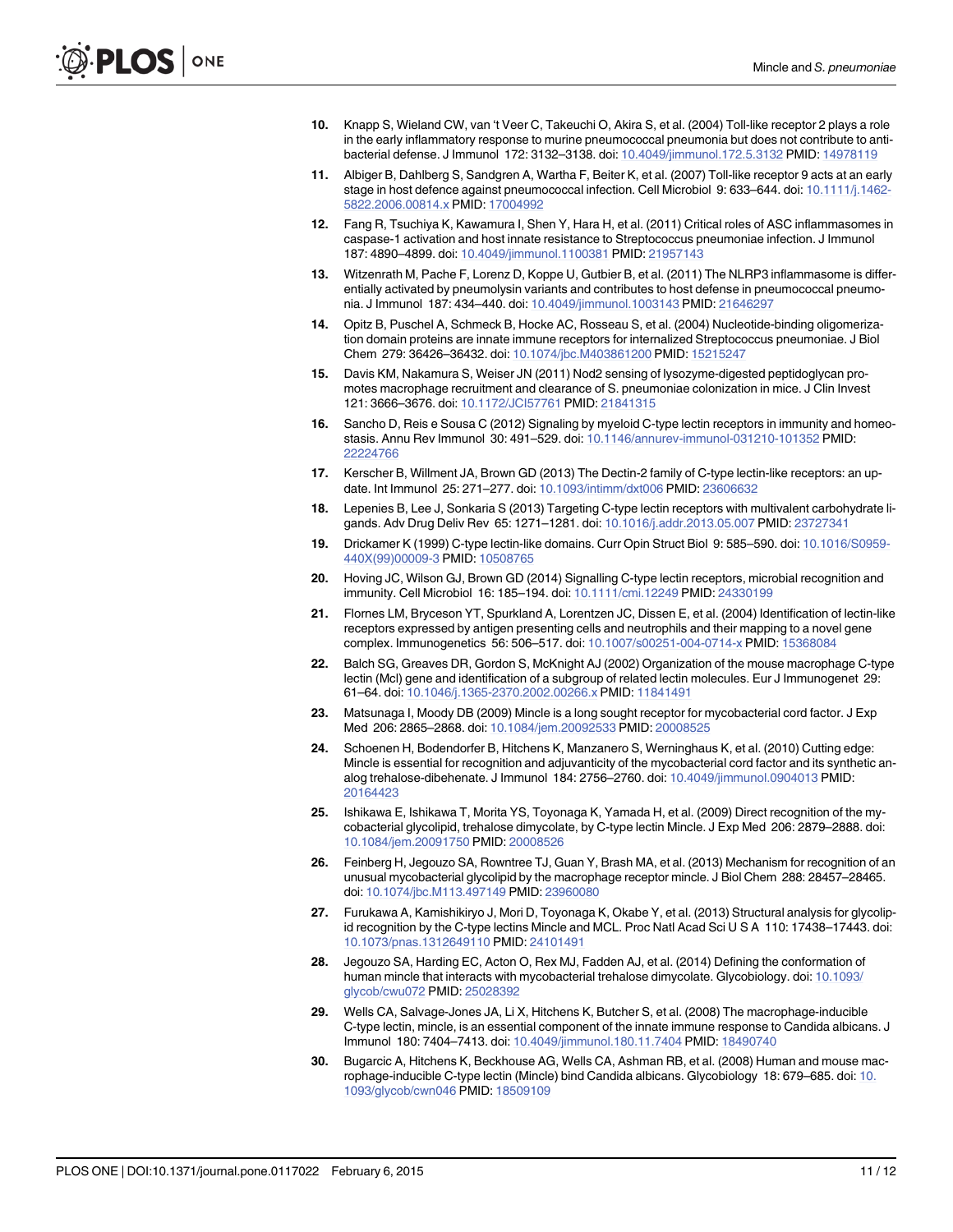10. Knapp S, Wieland CW, van 't Veer C, Takeuchi O, Akira S, et al. (2004) Toll-like receptor 2 plays a role in the early inflammatory response to murine pneumococcal pneumonia but does not contribute to antibacterial defense. J Immunol 172: 3132–3138. doi: 10.4049/jimmunol.172.5.3132 PMID: 14978119

11. Albiger B, Dahlberg S, Sandgren A, Wartha F, Beiter K, et al. (2007) Toll-like receptor 9 acts at an early stage in host defence against pneumococcal infection. Cell Microbiol 9: 633–644. doi: 10.1111/j.1462-5822.2006.00814.x PMID: 17004992

12. Fang R, Tsuchiya K, Kawamura I, Shen Y, Hara H, et al. (2011) Critical roles of ASC inflammasomes in caspase-1 activation and host innate resistance to Streptococcus pneumoniae infection. J Immunol 187: 4890–4899. doi: 10.4049/jimmunol.1100381 PMID: 21957143

13. Witzenrath M, Pache F, Lorenz D, Koppe U, Gutbier B, et al. (2011) The NLRP3 inflammasome is differentially activated by pneumolysin variants and contributes to host defense in pneumococcal pneumonia. J Immunol 187: 434–440. doi: 10.4049/jimmunol.1003143 PMID: 21646297

14. Opitz B, Puschel A, Schmeck B, Hocke AC, Rosseau S, et al. (2004) Nucleotide-binding oligomerization domain proteins are innate immune receptors for internalized Streptococcus pneumoniae. J Biol Chem 279: 36426–36432. doi: 10.1074/jbc.M403861200 PMID: 15215247

15. Davis KM, Nakamura S, Weiser JN (2011) Nod2 sensing of lysozyme-digested peptidoglycan promotes macrophage recruitment and clearance of S. pneumoniae colonization in mice. J Clin Invest 121: 3666–3676. doi: 10.1172/JCI57761 PMID: 21841315

16. Sancho D, Reis e Sousa C (2012) Signaling by myeloid C-type lectin receptors in immunity and homeostasis. Annu Rev Immunol 30: 491–529. doi: 10.1146/annurev-immunol-031210-101352 PMID: 22224766

17. Kerscher B, Willment JA, Brown GD (2013) The Dectin-2 family of C-type lectin-like receptors: an update. Int Immunol 25: 271–277. doi: 10.1093/intimm/dxt006 PMID: 23606632

18. Lepenies B, Lee J, Sonkaria S (2013) Targeting C-type lectin receptors with multivalent carbohydrate ligands. Adv Drug Deliv Rev 65: 1271–1281. doi: 10.1016/j.addr.2013.05.007 PMID: 23727341

19. Drickamer K (1999) C-type lectin-like domains. Curr Opin Struct Biol 9: 585–590. doi: 10.1016/S0959-440X(99)00009-3 PMID: 10508765

20. Hoving JC, Wilson GJ, Brown GD (2014) Signalling C-type lectin receptors, microbial recognition and immunity. Cell Microbiol 16: 185–194. doi: 10.1111/cmi.12249 PMID: 24330199

21. Flornes LM, Bryceson YT, Spurkland A, Lorentzen JC, Dissen E, et al. (2004) Identification of lectin-like receptors expressed by antigen presenting cells and neutrophils and their mapping to a novel gene complex. Immunogenetics 56: 506–517. doi: 10.1007/s00251-004-0714-x PMID: 15368084

22. Balch SG, Greaves DR, Gordon S, McKnight AJ (2002) Organization of the mouse macrophage C-type lectin (Mcl) gene and identification of a subgroup of related lectin molecules. Eur J Immunogenet 29: 61–64. doi: 10.1046/j.1365-2370.2002.00266.x PMID: 11841491

23. Matsunaga I, Moody DB (2009) Mincle is a long sought receptor for mycobacterial cord factor. J Exp Med 206: 2865–2868. doi: 10.1084/jem.20092533 PMID: 20008525

24. Schoenen H, Bodendorfer B, Hitchens K, Manzanero S, Werninghaus K, et al. (2010) Cutting edge: Mincle is essential for recognition and adjuvanticity of the mycobacterial cord factor and its synthetic analog trehalose-dibehenate. J Immunol 184: 2756–2760. doi: 10.4049/jimmunol.0904013 PMID: 20164423

25. Ishikawa E, Ishikawa T, Morita YS, Toyonaga K, Yamada H, et al. (2009) Direct recognition of the mycobacterial glycolipid, trehalose dimycolate, by C-type lectin Mincle. J Exp Med 206: 2879–2888. doi: 10.1084/jem.20091750 PMID: 20008526

26. Feinberg H, Jegouzo SA, Rowntree TJ, Guan Y, Brash MA, et al. (2013) Mechanism for recognition of an unusual mycobacterial glycolipid by the macrophage receptor mincle. J Biol Chem 288: 28457–28465. doi: 10.1074/jbc.M113.497149 PMID: 23960080

27. Furukawa A, Kamishikiryo J, Mori D, Toyonaga K, Okabe Y, et al. (2013) Structural analysis for glycolipid recognition by the C-type lectins Mincle and MCL. Proc Natl Acad Sci U S A 110: 17438–17443. doi: 10.1073/pnas.1312649110 PMID: 24101491

28. Jegouzo SA, Harding EC, Acton O, Rex MJ, Fadden AJ, et al. (2014) Defining the conformation of human mincle that interacts with mycobacterial trehalose dimycolate. Glycobiology. doi: 10.1093/glycob/cwu072 PMID: 25028392

29. Wells CA, Salvage-Jones JA, Li X, Hitchens K, Butcher S, et al. (2008) The macrophage-inducible C-type lectin, mincle, is an essential component of the innate immune response to Candida albicans. J Immunol 180: 7404–7413. doi: 10.4049/jimmunol.180.11.7404 PMID: 18490740

30. Bugarcic A, Hitchens K, Beckhouse AG, Wells CA, Ashman RB, et al. (2008) Human and mouse macrophage-inducible C-type lectin (Mincle) bind Candida albicans. Glycobiology 18: 679–685. doi: 10.1093/glycob/cwn046 PMID: 18509109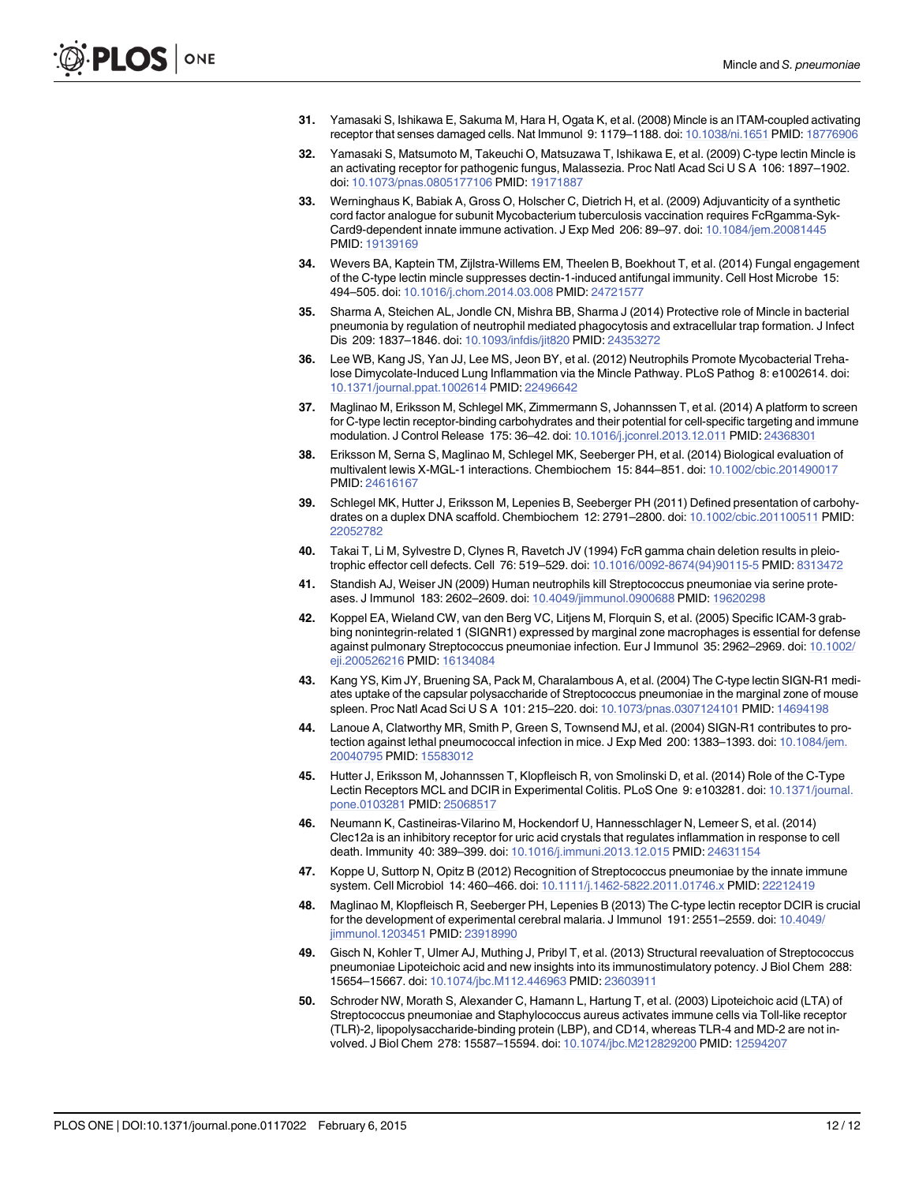31. Yamasaki S, Ishikawa E, Sakuma M, Hara H, Ogata K, et al. (2008) Mincle is an ITAM-coupled activating receptor that senses damaged cells. Nat Immunol 9: 1179–1188. doi: 10.1038/ni.1651 PMID: 18776906

32. Yamasaki S, Matsumoto M, Takeuchi O, Matsuzawa T, Ishikawa E, et al. (2009) C-type lectin Mincle is an activating receptor for pathogenic fungus, Malassezia. Proc Natl Acad Sci U S A 106: 1897–1902. doi: 10.1073/pnas.0805177106 PMID: 19171887

33. Werninghaus K, Babiak A, Gross O, Holscher C, Dietrich H, et al. (2009) Adjuvanticity of a synthetic cord factor analogue for subunit Mycobacterium tuberculosis vaccination requires FcRgamma-Syk-Card9-dependent innate immune activation. J Exp Med 206: 89–97. doi: 10.1084/jem.20081445 PMID: 19139169

34. Wevers BA, Kaptein TM, Zijlstra-Willems EM, Theelen B, Boekhout T, et al. (2014) Fungal engagement of the C-type lectin mincle suppresses dectin-1-induced antifungal immunity. Cell Host Microbe 15: 494–505. doi: 10.1016/j.chom.2014.03.008 PMID: 24721577

35. Sharma A, Steichen AL, Jondle CN, Mishra BB, Sharma J (2014) Protective role of Mincle in bacterial pneumonia by regulation of neutrophil mediated phagocytosis and extracellular trap formation. J Infect Dis 209: 1837–1846. doi: 10.1093/infdis/jit820 PMID: 24353272

36. Lee WB, Kang JS, Yan JJ, Lee MS, Jeon BY, et al. (2012) Neutrophils Promote Mycobacterial Trehalose Dimycolate-Induced Lung Inflammation via the Mincle Pathway. PLoS Pathog 8: e1002614. doi: 10.1371/journal.ppat.1002614 PMID: 22496642

37. Maglinao M, Eriksson M, Schlegel MK, Zimmermann S, Johannssen T, et al. (2014) A platform to screen for C-type lectin receptor-binding carbohydrates and their potential for cell-specific targeting and immune modulation. J Control Release 175: 36–42. doi: 10.1016/j.jconrel.2013.12.011 PMID: 24368301

38. Eriksson M, Serna S, Maglinao M, Schlegel MK, Seeberger PH, et al. (2014) Biological evaluation of multivalent lewis X-MGL-1 interactions. Chembiochem 15: 844–851. doi: 10.1002/cbic.201490017 PMID: 24616167

39. Schlegel MK, Hutter J, Eriksson M, Lepenies B, Seeberger PH (2011) Defined presentation of carbohydrates on a duplex DNA scaffold. Chembiochem 12: 2791–2800. doi: 10.1002/cbic.201100511 PMID: 22052782

40. Takai T, Li M, Sylvestre D, Clynes R, Ravetch JV (1994) FcR gamma chain deletion results in pleiotrophic effector cell defects. Cell 76: 519–529. doi: 10.1016/0092-8674(94)90115-5 PMID: 8313472

41. Standish AJ, Weiser JN (2009) Human neutrophils kill Streptococcus pneumoniae via serine proteases. J Immunol 183: 2602–2609. doi: 10.4049/jimmunol.0900688 PMID: 19620298

42. Koppel EA, Wieland CW, van den Berg VC, Litjens M, Florquin S, et al. (2005) Specific ICAM-3 grabbing nonintegrin-related 1 (SIGNR1) expressed by marginal zone macrophages is essential for defense against pulmonary Streptococcus pneumoniae infection. Eur J Immunol 35: 2962–2969. doi: 10.1002/eji.200526216 PMID: 16134084

43. Kang YS, Kim JY, Bruening SA, Pack M, Charalambous A, et al. (2004) The C-type lectin SIGN-R1 mediates uptake of the capsular polysaccharide of Streptococcus pneumoniae in the marginal zone of mouse spleen. Proc Natl Acad Sci U S A 101: 215–220. doi: 10.1073/pnas.0307124101 PMID: 14694198

44. Lanoue A, Clatworthy MR, Smith P, Green S, Townsend MJ, et al. (2004) SIGN-R1 contributes to protection against lethal pneumococcal infection in mice. J Exp Med 200: 1383–1393. doi: 10.1084/jem.20040795 PMID: 15583012

45. Hutter J, Eriksson M, Johannssen T, Klopfleisch R, von Smolinski D, et al. (2014) Role of the C-Type Lectin Receptors MCL and DCIR in Experimental Colitis. PLoS One 9: e103281. doi: 10.1371/journal.pone.0103281 PMID: 25068517

46. Neumann K, Castineiras-Vilarino M, Hockendorf U, Hannesschlager N, Lemeer S, et al. (2014) Clec12a is an inhibitory receptor for uric acid crystals that regulates inflammation in response to cell death. Immunity 40: 389–399. doi: 10.1016/j.immuni.2013.12.015 PMID: 24631154

47. Koppe U, Suttorp N, Opitz B (2012) Recognition of Streptococcus pneumoniae by the innate immune system. Cell Microbiol 14: 460–466. doi: 10.1111/j.1462-5822.2011.01746.x PMID: 22212419

48. Maglinao M, Klopfleisch R, Seeberger PH, Lepenies B (2013) The C-type lectin receptor DCIR is crucial for the development of experimental cerebral malaria. J Immunol 191: 2551–2559. doi: 10.4049/jimmunol.1203451 PMID: 23918990

49. Gisch N, Kohler T, Ulmer AJ, Muthing J, Pribyl T, et al. (2013) Structural reevaluation of Streptococcus pneumoniae Lipoteichoic acid and new insights into its immunostimulatory potency. J Biol Chem 288: 15654–15667. doi: 10.1074/jbc.M112.446963 PMID: 23603911

50. Schroder NW, Morath S, Alexander C, Hamann L, Hartung T, et al. (2003) Lipoteichoic acid (LTA) of Streptococcus pneumoniae and Staphylococcus aureus activates immune cells via Toll-like receptor (TLR)-2, lipopolysaccharide-binding protein (LBP), and CD14, whereas TLR-4 and MD-2 are not involved. J Biol Chem 278: 15587–15594. doi: 10.1074/jbc.M212829200 PMID: 12594207